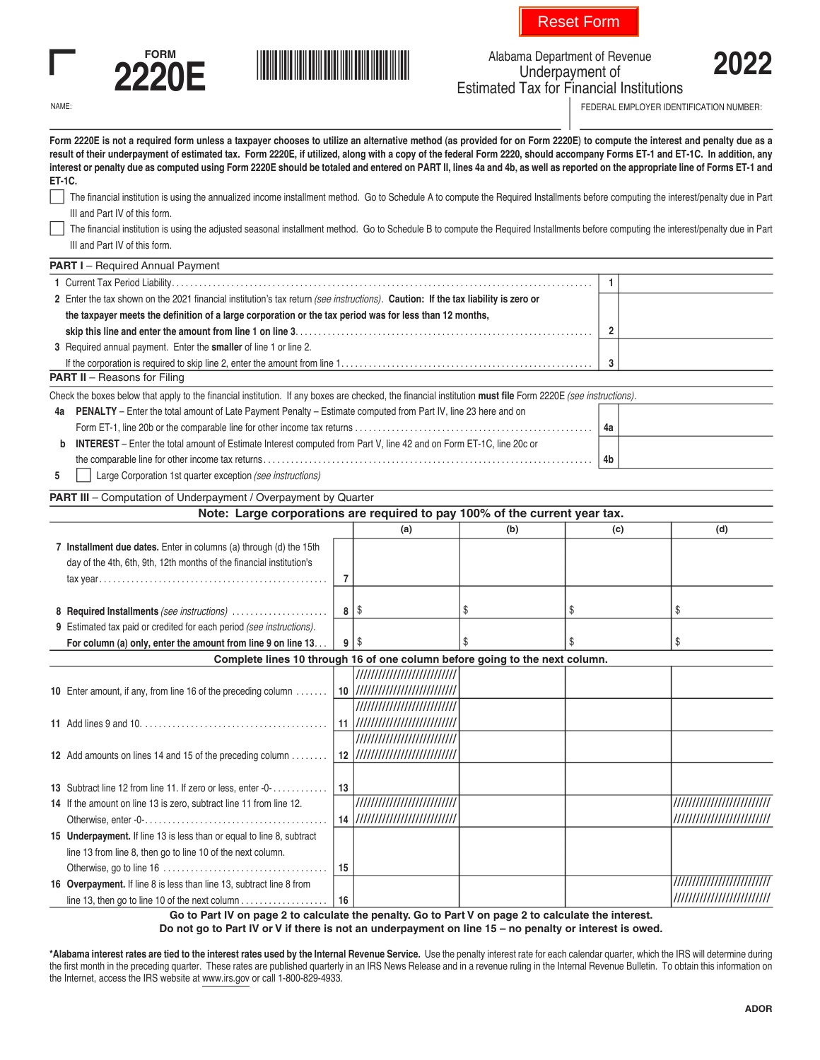Reset Form

FORM
# 2220E

Alabama Department of Revenue
Underpayment of
Estimated Tax for Financial Institutions

**2022**

NAME:

FEDERAL EMPLOYER IDENTIFICATION NUMBER:

**Form 2220E is not a required form unless a taxpayer chooses to utilize an alternative method (as provided for on Form 2220E) to compute the interest and penalty due as a result of their underpayment of estimated tax. Form 2220E, if utilized, along with a copy of the federal Form 2220, should accompany Forms ET-1 and ET-1C. In addition, any interest or penalty due as computed using Form 2220E should be totaled and entered on PART II, lines 4a and 4b, as well as reported on the appropriate line of Forms ET-1 and ET-1C.**

☐ The financial institution is using the annualized income installment method. Go to Schedule A to compute the Required Installments before computing the interest/penalty due in Part III and Part IV of this form.

☐ The financial institution is using the adjusted seasonal installment method. Go to Schedule B to compute the Required Installments before computing the interest/penalty due in Part III and Part IV of this form.

**PART I** – Required Annual Payment

| | | |
|---|---|---|
| **1** Current Tax Period Liability | 1 | |
| **2** Enter the tax shown on the 2021 financial institution's tax return *(see instructions)*. **Caution: If the tax liability is zero or the taxpayer meets the definition of a large corporation or the tax period was for less than 12 months, skip this line and enter the amount from line 1 on line 3** | 2 | |
| **3** Required annual payment. Enter the **smaller** of line 1 or line 2. If the corporation is required to skip line 2, enter the amount from line 1 | 3 | |

**PART II** – Reasons for Filing

Check the boxes below that apply to the financial institution. If any boxes are checked, the financial institution **must file** Form 2220E *(see instructions)*.

| | | |
|---|---|---|
| **4a** **PENALTY** – Enter the total amount of Late Payment Penalty – Estimate computed from Part IV, line 23 here and on Form ET-1, line 20b or the comparable line for other income tax returns | 4a | |
| **b** **INTEREST** – Enter the total amount of Estimate Interest computed from Part V, line 42 and on Form ET-1C, line 20c or the comparable line for other income tax returns | 4b | |

**5** ☐ Large Corporation 1st quarter exception *(see instructions)*

**PART III** – Computation of Underpayment / Overpayment by Quarter

**Note: Large corporations are required to pay 100% of the current year tax.**

| | | (a) | (b) | (c) | (d) |
|---|---|---|---|---|---|
| **7 Installment due dates.** Enter in columns (a) through (d) the 15th day of the 4th, 6th, 9th, 12th months of the financial institution's tax year | 7 | | | | |
| **8 Required Installments** *(see instructions)* | 8 | $ | $ | $ | $ |
| **9** Estimated tax paid or credited for each period *(see instructions)*. **For column (a) only, enter the amount from line 9 on line 13** | 9 | $ | $ | $ | $ |
| **Complete lines 10 through 16 of one column before going to the next column.** | | | | | |
| **10** Enter amount, if any, from line 16 of the preceding column | 10 | ////////// | | | |
| **11** Add lines 9 and 10 | 11 | ////////// | | | |
| **12** Add amounts on lines 14 and 15 of the preceding column | 12 | ////////// | | | |
| **13** Subtract line 12 from line 11. If zero or less, enter -0- | 13 | | | | |
| **14** If the amount on line 13 is zero, subtract line 11 from line 12. Otherwise, enter -0- | 14 | ////////// | | | ////////// |
| **15 Underpayment.** If line 13 is less than or equal to line 8, subtract line 13 from line 8, then go to line 10 of the next column. Otherwise, go to line 16 | 15 | | | | |
| **16 Overpayment.** If line 8 is less than line 13, subtract line 8 from line 13, then go to line 10 of the next column | 16 | | | | ////////// |

**Go to Part IV on page 2 to calculate the penalty. Go to Part V on page 2 to calculate the interest.**
**Do not go to Part IV or V if there is not an underpayment on line 15 – no penalty or interest is owed.**

**\*Alabama interest rates are tied to the interest rates used by the Internal Revenue Service.** Use the penalty interest rate for each calendar quarter, which the IRS will determine during the first month in the preceding quarter. These rates are published quarterly in an IRS News Release and in a revenue ruling in the Internal Revenue Bulletin. To obtain this information on the Internet, access the IRS website at www.irs.gov or call 1-800-829-4933.

ADOR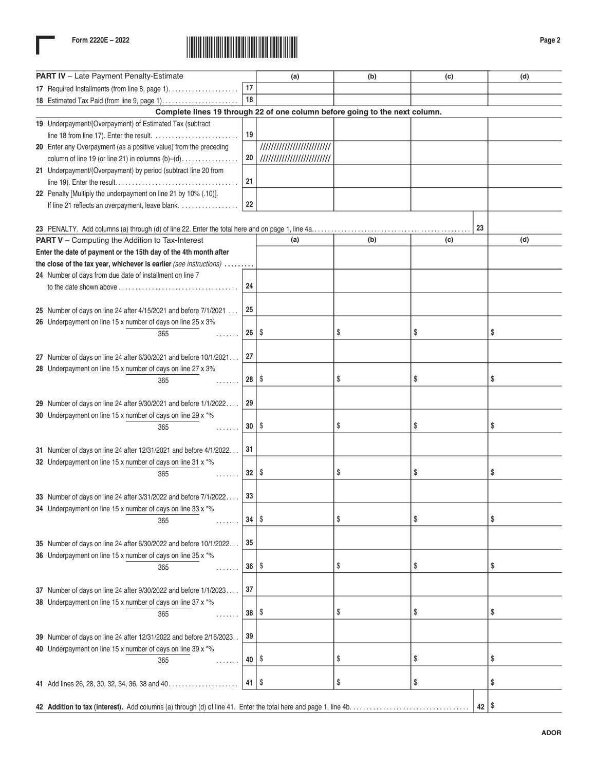Form 2220E – 2022

| PART IV – Late Payment Penalty-Estimate | | (a) | (b) | (c) | (d) |
|---|---|---|---|---|---|
| 17 Required Installments (from line 8, page 1) | 17 | | | | |
| 18 Estimated Tax Paid (from line 9, page 1) | 18 | | | | |
| **Complete lines 19 through 22 of one column before going to the next column.** | | | | | |
| 19 Underpayment/(Overpayment) of Estimated Tax (subtract line 18 from line 17). Enter the result. | 19 | | | | |
| 20 Enter any Overpayment (as a positive value) from the preceding column of line 19 (or line 21) in columns (b)–(d) | 20 | ////////////////////////// | | | |
| 21 Underpayment/(Overpayment) by period (subtract line 20 from line 19). Enter the result. | 21 | | | | |
| 22 Penalty [Multiply the underpayment on line 21 by 10% (.10)]. If line 21 reflects an overpayment, leave blank. | 22 | | | | |

23 PENALTY. Add columns (a) through (d) of line 22. Enter the total here and on page 1, line 4a. | 23 |

| PART V – Computing the Addition to Tax-Interest | | (a) | (b) | (c) | (d) |
|---|---|---|---|---|---|
| **Enter the date of payment or the 15th day of the 4th month after the close of the tax year, whichever is earlier** *(see instructions)* | | | | | |
| 24 Number of days from due date of installment on line 7 to the date shown above | 24 | | | | |
| 25 Number of days on line 24 after 4/15/2021 and before 7/1/2021 | 25 | | | | |
| 26 Underpayment on line 15 x number of days on line 25 x 3% / 365 | 26 | $ | $ | $ | $ |
| 27 Number of days on line 24 after 6/30/2021 and before 10/1/2021 | 27 | | | | |
| 28 Underpayment on line 15 x number of days on line 27 x 3% / 365 | 28 | $ | $ | $ | $ |
| 29 Number of days on line 24 after 9/30/2021 and before 1/1/2022 | 29 | | | | |
| 30 Underpayment on line 15 x number of days on line 29 x *% / 365 | 30 | $ | $ | $ | $ |
| 31 Number of days on line 24 after 12/31/2021 and before 4/1/2022 | 31 | | | | |
| 32 Underpayment on line 15 x number of days on line 31 x *% / 365 | 32 | $ | $ | $ | $ |
| 33 Number of days on line 24 after 3/31/2022 and before 7/1/2022 | 33 | | | | |
| 34 Underpayment on line 15 x number of days on line 33 x *% / 365 | 34 | $ | $ | $ | $ |
| 35 Number of days on line 24 after 6/30/2022 and before 10/1/2022 | 35 | | | | |
| 36 Underpayment on line 15 x number of days on line 35 x *% / 365 | 36 | $ | $ | $ | $ |
| 37 Number of days on line 24 after 9/30/2022 and before 1/1/2023 | 37 | | | | |
| 38 Underpayment on line 15 x number of days on line 37 x *% / 365 | 38 | $ | $ | $ | $ |
| 39 Number of days on line 24 after 12/31/2022 and before 2/16/2023 | 39 | | | | |
| 40 Underpayment on line 15 x number of days on line 39 x *% / 365 | 40 | $ | $ | $ | $ |
| 41 Add lines 26, 28, 30, 32, 34, 36, 38 and 40 | 41 | $ | $ | $ | $ |

**42 Addition to tax (interest).** Add columns (a) through (d) of line 41. Enter the total here and page 1, line 4b. | 42 | $

ADOR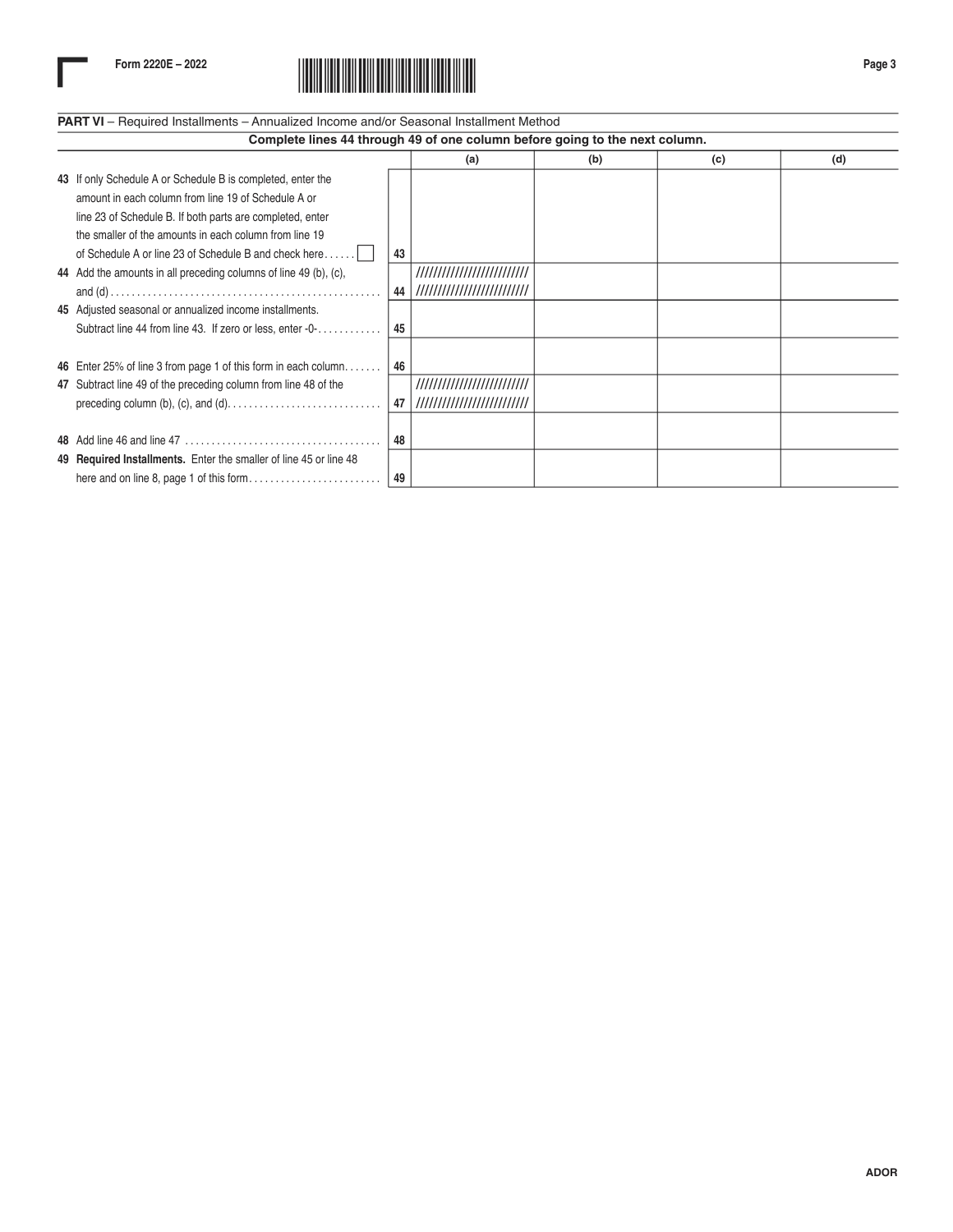**PART VI** – Required Installments – Annualized Income and/or Seasonal Installment Method

**Complete lines 44 through 49 of one column before going to the next column.**

| | | (a) | (b) | (c) | (d) |
|---|---|---|---|---|---|
| **43** If only Schedule A or Schedule B is completed, enter the amount in each column from line 19 of Schedule A or line 23 of Schedule B. If both parts are completed, enter the smaller of the amounts in each column from line 19 of Schedule A or line 23 of Schedule B and check here ☐ | 43 | | | | |
| **44** Add the amounts in all preceding columns of line 49 (b), (c), and (d) | 44 | ////////////////////////// | | | |
| **45** Adjusted seasonal or annualized income installments. Subtract line 44 from line 43. If zero or less, enter -0- | 45 | | | | |
| **46** Enter 25% of line 3 from page 1 of this form in each column | 46 | | | | |
| **47** Subtract line 49 of the preceding column from line 48 of the preceding column (b), (c), and (d) | 47 | ////////////////////////// | | | |
| **48** Add line 46 and line 47 | 48 | | | | |
| **49** **Required Installments.** Enter the smaller of line 45 or line 48 here and on line 8, page 1 of this form | 49 | | | | |

ADOR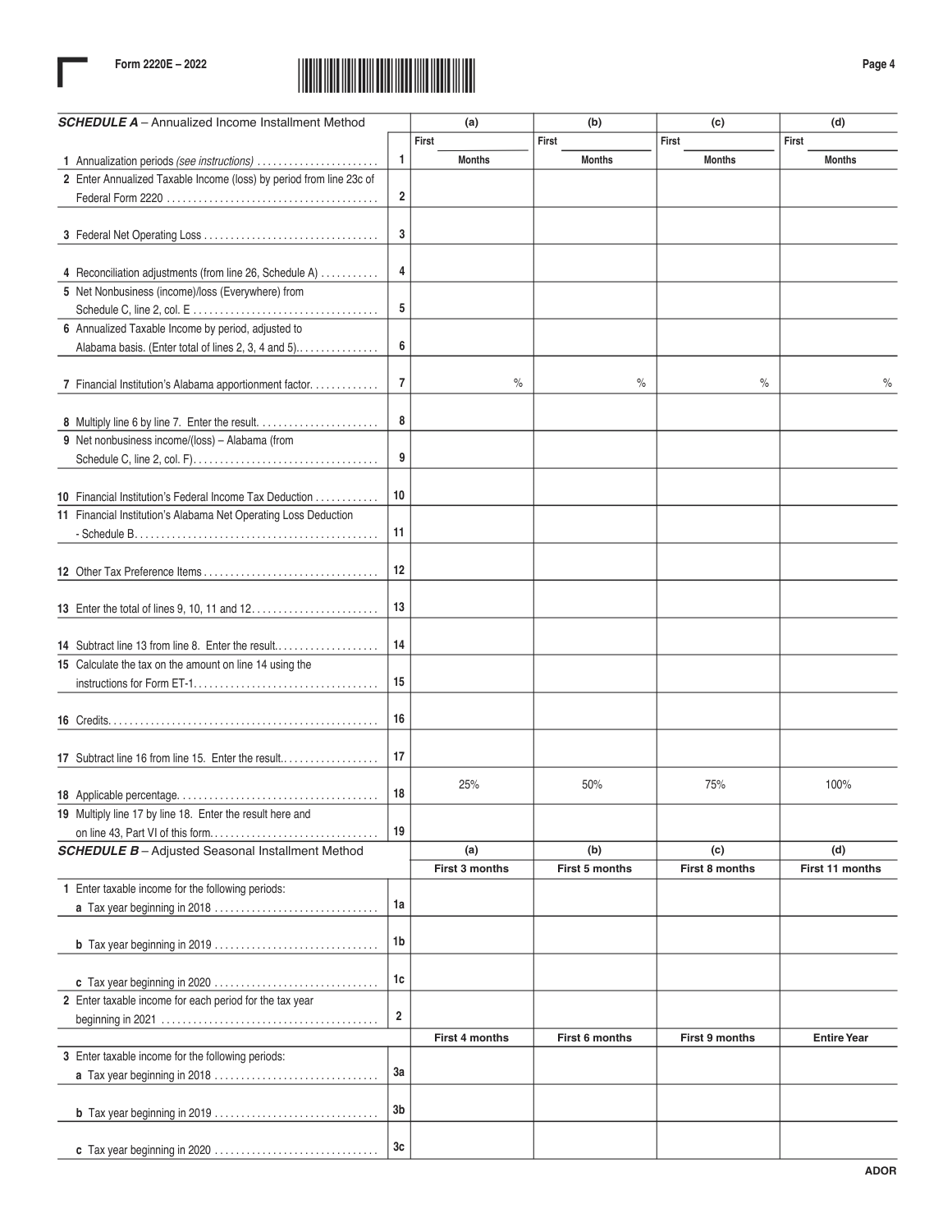Form 2220E – 2022

| SCHEDULE A – Annualized Income Installment Method | | (a) | (b) | (c) | (d) |
|---|---|---|---|---|---|
| 1 Annualization periods (see instructions) | 1 | First ____ Months | First ____ Months | First ____ Months | First ____ Months |
| 2 Enter Annualized Taxable Income (loss) by period from line 23c of Federal Form 2220 | 2 | | | | |
| 3 Federal Net Operating Loss | 3 | | | | |
| 4 Reconciliation adjustments (from line 26, Schedule A) | 4 | | | | |
| 5 Net Nonbusiness (income)/loss (Everywhere) from Schedule C, line 2, col. E | 5 | | | | |
| 6 Annualized Taxable Income by period, adjusted to Alabama basis. (Enter total of lines 2, 3, 4 and 5) | 6 | | | | |
| 7 Financial Institution's Alabama apportionment factor | 7 | % | % | % | % |
| 8 Multiply line 6 by line 7. Enter the result. | 8 | | | | |
| 9 Net nonbusiness income/(loss) – Alabama (from Schedule C, line 2, col. F) | 9 | | | | |
| 10 Financial Institution's Federal Income Tax Deduction | 10 | | | | |
| 11 Financial Institution's Alabama Net Operating Loss Deduction - Schedule B | 11 | | | | |
| 12 Other Tax Preference Items | 12 | | | | |
| 13 Enter the total of lines 9, 10, 11 and 12 | 13 | | | | |
| 14 Subtract line 13 from line 8. Enter the result. | 14 | | | | |
| 15 Calculate the tax on the amount on line 14 using the instructions for Form ET-1 | 15 | | | | |
| 16 Credits | 16 | | | | |
| 17 Subtract line 16 from line 15. Enter the result. | 17 | | | | |
| 18 Applicable percentage | 18 | 25% | 50% | 75% | 100% |
| 19 Multiply line 17 by line 18. Enter the result here and on line 43, Part VI of this form | 19 | | | | |

| SCHEDULE B – Adjusted Seasonal Installment Method | | (a) | (b) | (c) | (d) |
|---|---|---|---|---|---|
| | | First 3 months | First 5 months | First 8 months | First 11 months |
| 1 Enter taxable income for the following periods: a Tax year beginning in 2018 | 1a | | | | |
| b Tax year beginning in 2019 | 1b | | | | |
| c Tax year beginning in 2020 | 1c | | | | |
| 2 Enter taxable income for each period for the tax year beginning in 2021 | 2 | | | | |
| | | First 4 months | First 6 months | First 9 months | Entire Year |
| 3 Enter taxable income for the following periods: a Tax year beginning in 2018 | 3a | | | | |
| b Tax year beginning in 2019 | 3b | | | | |
| c Tax year beginning in 2020 | 3c | | | | |

ADOR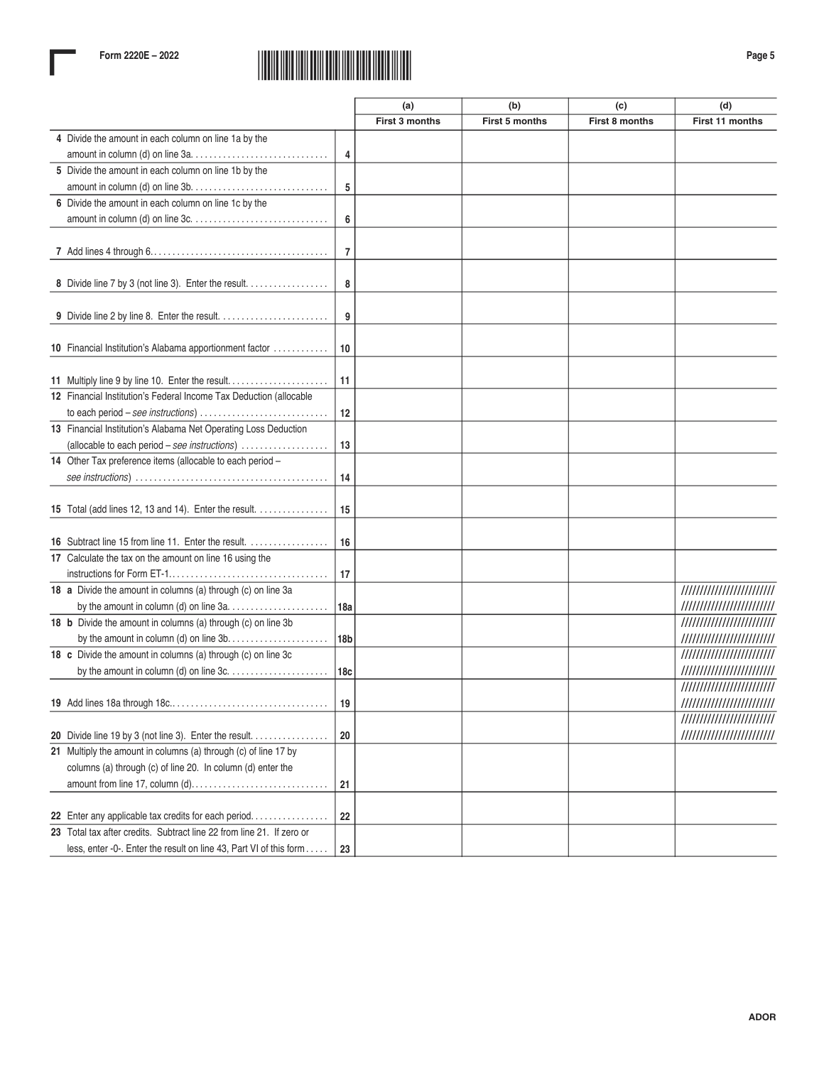Form 2220E – 2022

| | | (a) | (b) | (c) | (d) |
|---|---|---|---|---|---|
| | | First 3 months | First 5 months | First 8 months | First 11 months |
| 4 Divide the amount in each column on line 1a by the amount in column (d) on line 3a. | 4 | | | | |
| 5 Divide the amount in each column on line 1b by the amount in column (d) on line 3b. | 5 | | | | |
| 6 Divide the amount in each column on line 1c by the amount in column (d) on line 3c. | 6 | | | | |
| 7 Add lines 4 through 6. | 7 | | | | |
| 8 Divide line 7 by 3 (not line 3). Enter the result. | 8 | | | | |
| 9 Divide line 2 by line 8. Enter the result. | 9 | | | | |
| 10 Financial Institution's Alabama apportionment factor | 10 | | | | |
| 11 Multiply line 9 by line 10. Enter the result. | 11 | | | | |
| 12 Financial Institution's Federal Income Tax Deduction (allocable to each period – *see instructions*) | 12 | | | | |
| 13 Financial Institution's Alabama Net Operating Loss Deduction (allocable to each period – *see instructions*) | 13 | | | | |
| 14 Other Tax preference items (allocable to each period – *see instructions*) | 14 | | | | |
| 15 Total (add lines 12, 13 and 14). Enter the result. | 15 | | | | |
| 16 Subtract line 15 from line 11. Enter the result. | 16 | | | | |
| 17 Calculate the tax on the amount on line 16 using the instructions for Form ET-1. | 17 | | | | |
| 18 a Divide the amount in columns (a) through (c) on line 3a by the amount in column (d) on line 3a. | 18a | | | | ////////////////////////// |
| 18 b Divide the amount in columns (a) through (c) on line 3b by the amount in column (d) on line 3b. | 18b | | | | ////////////////////////// |
| 18 c Divide the amount in columns (a) through (c) on line 3c by the amount in column (d) on line 3c. | 18c | | | | ////////////////////////// |
| 19 Add lines 18a through 18c. | 19 | | | | ////////////////////////// |
| 20 Divide line 19 by 3 (not line 3). Enter the result. | 20 | | | | ////////////////////////// |
| 21 Multiply the amount in columns (a) through (c) of line 17 by columns (a) through (c) of line 20. In column (d) enter the amount from line 17, column (d). | 21 | | | | |
| 22 Enter any applicable tax credits for each period. | 22 | | | | |
| 23 Total tax after credits. Subtract line 22 from line 21. If zero or less, enter -0-. Enter the result on line 43, Part VI of this form | 23 | | | | |

ADOR